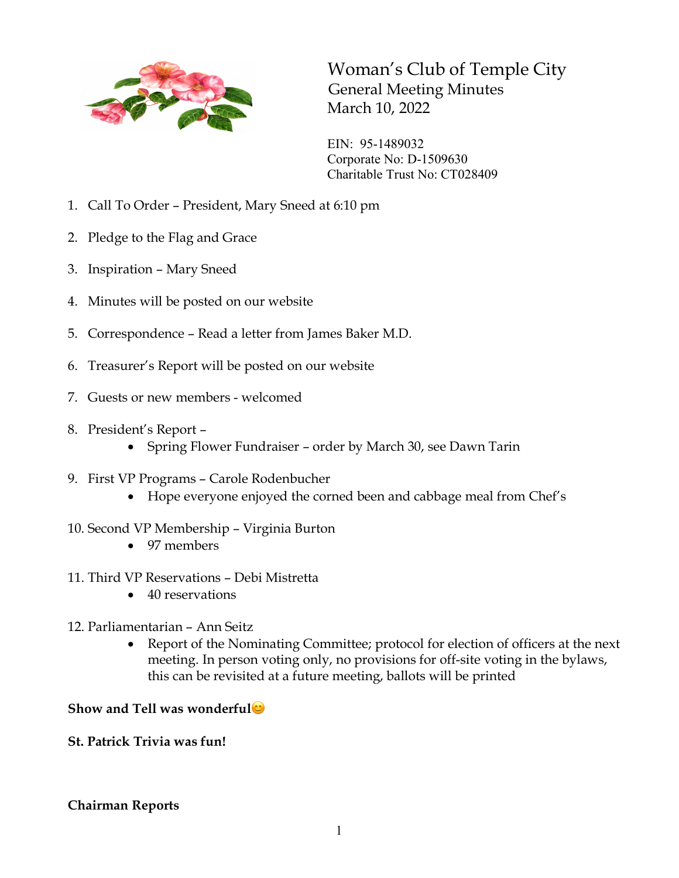# Woman's Club of Temple City

## General Meeting Minutes

## March 10, 2022

EIN: 95-1489032
Corporate No: D-1509630
Charitable Trust No: CT028409

1. Call To Order – President, Mary Sneed at 6:10 pm
2. Pledge to the Flag and Grace
3. Inspiration – Mary Sneed
4. Minutes will be posted on our website
5. Correspondence – Read a letter from James Baker M.D.
6. Treasurer's Report will be posted on our website
7. Guests or new members - welcomed
8. President's Report –
   - Spring Flower Fundraiser – order by March 30, see Dawn Tarin
9. First VP Programs – Carole Rodenbucher
   - Hope everyone enjoyed the corned been and cabbage meal from Chef's
10. Second VP Membership – Virginia Burton
    - 97 members
11. Third VP Reservations – Debi Mistretta
    - 40 reservations
12. Parliamentarian – Ann Seitz
    - Report of the Nominating Committee; protocol for election of officers at the next meeting. In person voting only, no provisions for off-site voting in the bylaws, this can be revisited at a future meeting, ballots will be printed

**Show and Tell was wonderful😊**

**St. Patrick Trivia was fun!**

**Chairman Reports**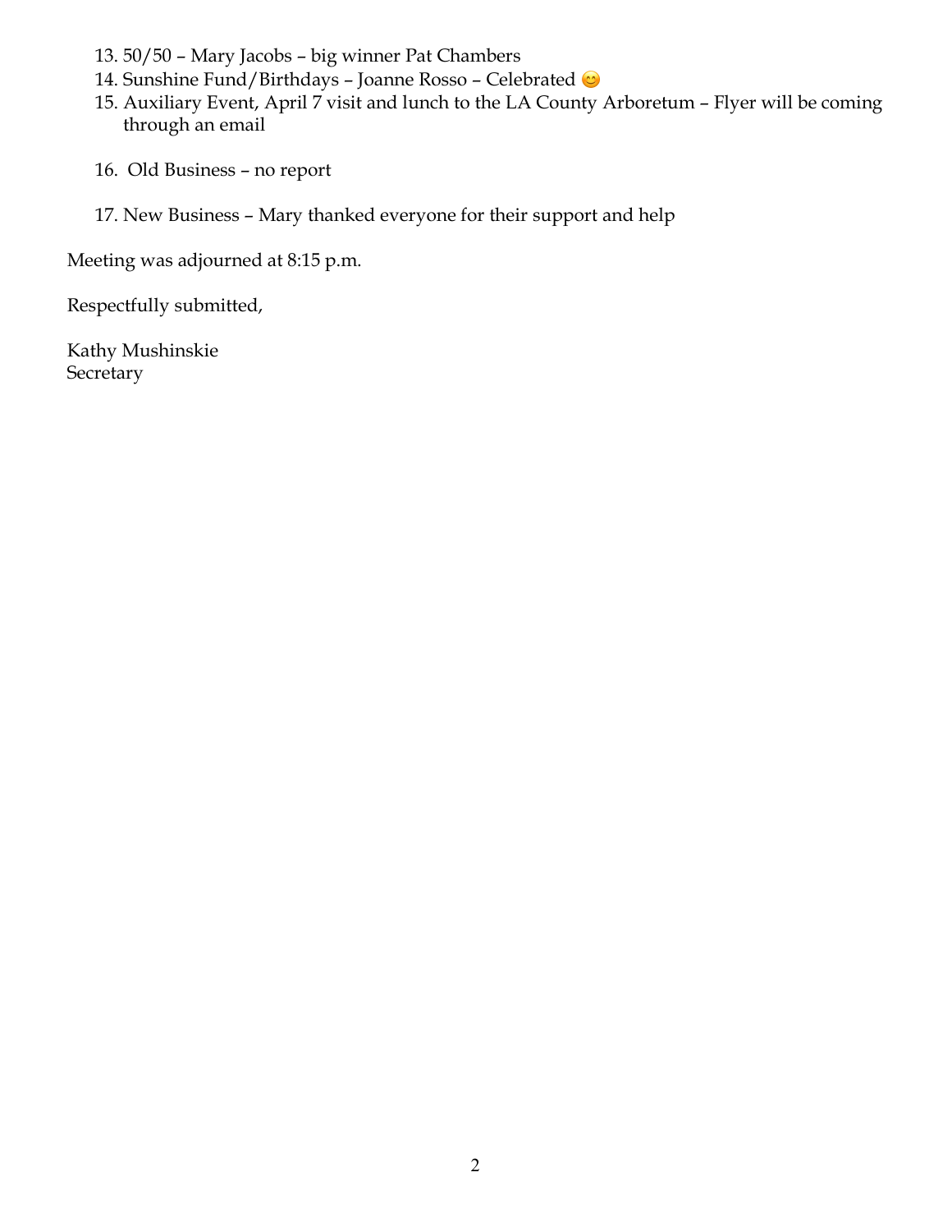13. 50/50 – Mary Jacobs – big winner Pat Chambers
14. Sunshine Fund/Birthdays – Joanne Rosso – Celebrated 😊
15. Auxiliary Event, April 7 visit and lunch to the LA County Arboretum – Flyer will be coming through an email

16. Old Business – no report

17. New Business – Mary thanked everyone for their support and help

Meeting was adjourned at 8:15 p.m.

Respectfully submitted,

Kathy Mushinskie
Secretary